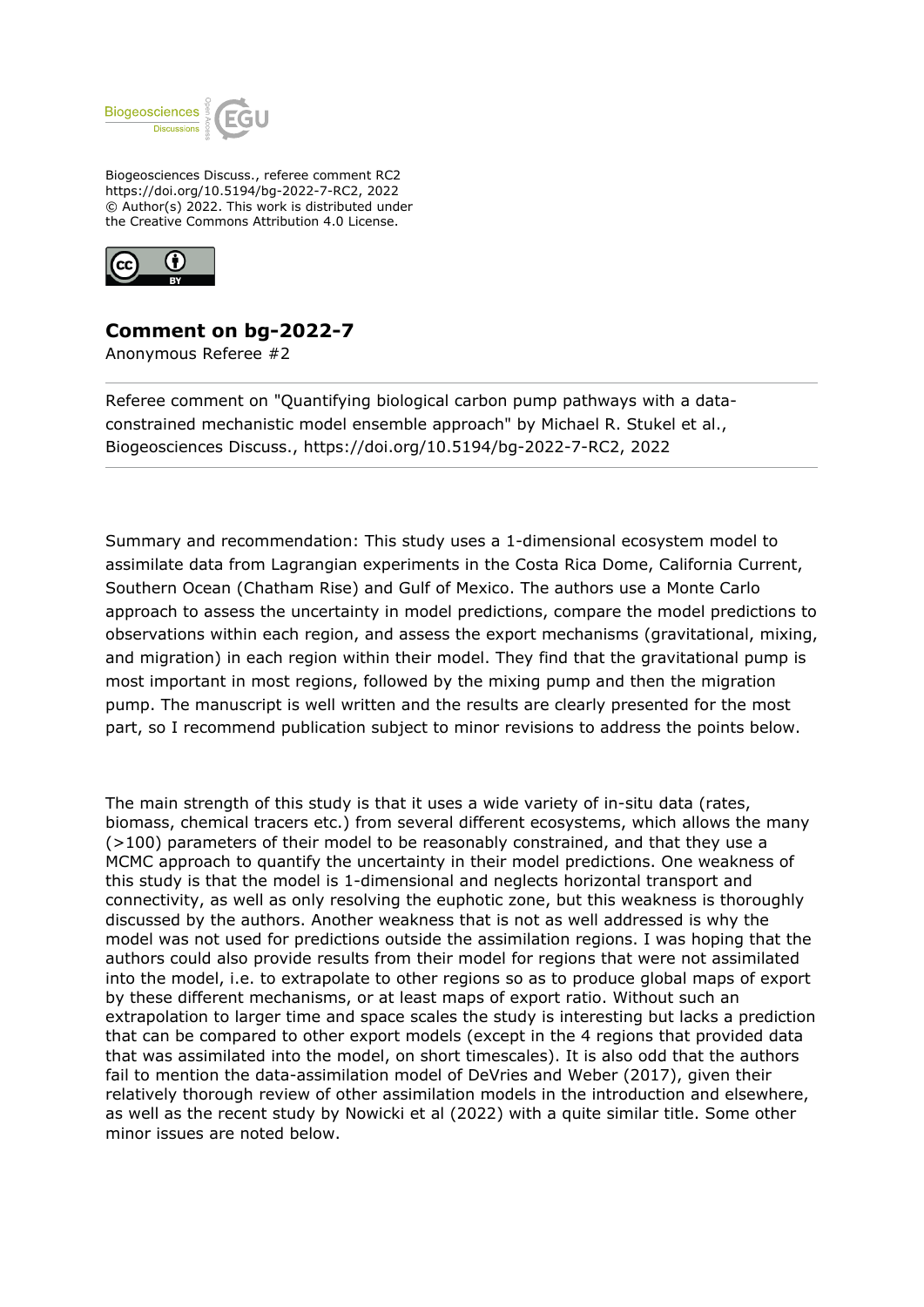Biogeosciences Discuss., referee comment RC2
https://doi.org/10.5194/bg-2022-7-RC2, 2022
© Author(s) 2022. This work is distributed under
the Creative Commons Attribution 4.0 License.

# Comment on bg-2022-7

Anonymous Referee #2

---

Referee comment on "Quantifying biological carbon pump pathways with a data-constrained mechanistic model ensemble approach" by Michael R. Stukel et al., Biogeosciences Discuss., https://doi.org/10.5194/bg-2022-7-RC2, 2022

---

Summary and recommendation: This study uses a 1-dimensional ecosystem model to assimilate data from Lagrangian experiments in the Costa Rica Dome, California Current, Southern Ocean (Chatham Rise) and Gulf of Mexico. The authors use a Monte Carlo approach to assess the uncertainty in model predictions, compare the model predictions to observations within each region, and assess the export mechanisms (gravitational, mixing, and migration) in each region within their model. They find that the gravitational pump is most important in most regions, followed by the mixing pump and then the migration pump. The manuscript is well written and the results are clearly presented for the most part, so I recommend publication subject to minor revisions to address the points below.

The main strength of this study is that it uses a wide variety of in-situ data (rates, biomass, chemical tracers etc.) from several different ecosystems, which allows the many (>100) parameters of their model to be reasonably constrained, and that they use a MCMC approach to quantify the uncertainty in their model predictions. One weakness of this study is that the model is 1-dimensional and neglects horizontal transport and connectivity, as well as only resolving the euphotic zone, but this weakness is thoroughly discussed by the authors. Another weakness that is not as well addressed is why the model was not used for predictions outside the assimilation regions. I was hoping that the authors could also provide results from their model for regions that were not assimilated into the model, i.e. to extrapolate to other regions so as to produce global maps of export by these different mechanisms, or at least maps of export ratio. Without such an extrapolation to larger time and space scales the study is interesting but lacks a prediction that can be compared to other export models (except in the 4 regions that provided data that was assimilated into the model, on short timescales). It is also odd that the authors fail to mention the data-assimilation model of DeVries and Weber (2017), given their relatively thorough review of other assimilation models in the introduction and elsewhere, as well as the recent study by Nowicki et al (2022) with a quite similar title. Some other minor issues are noted below.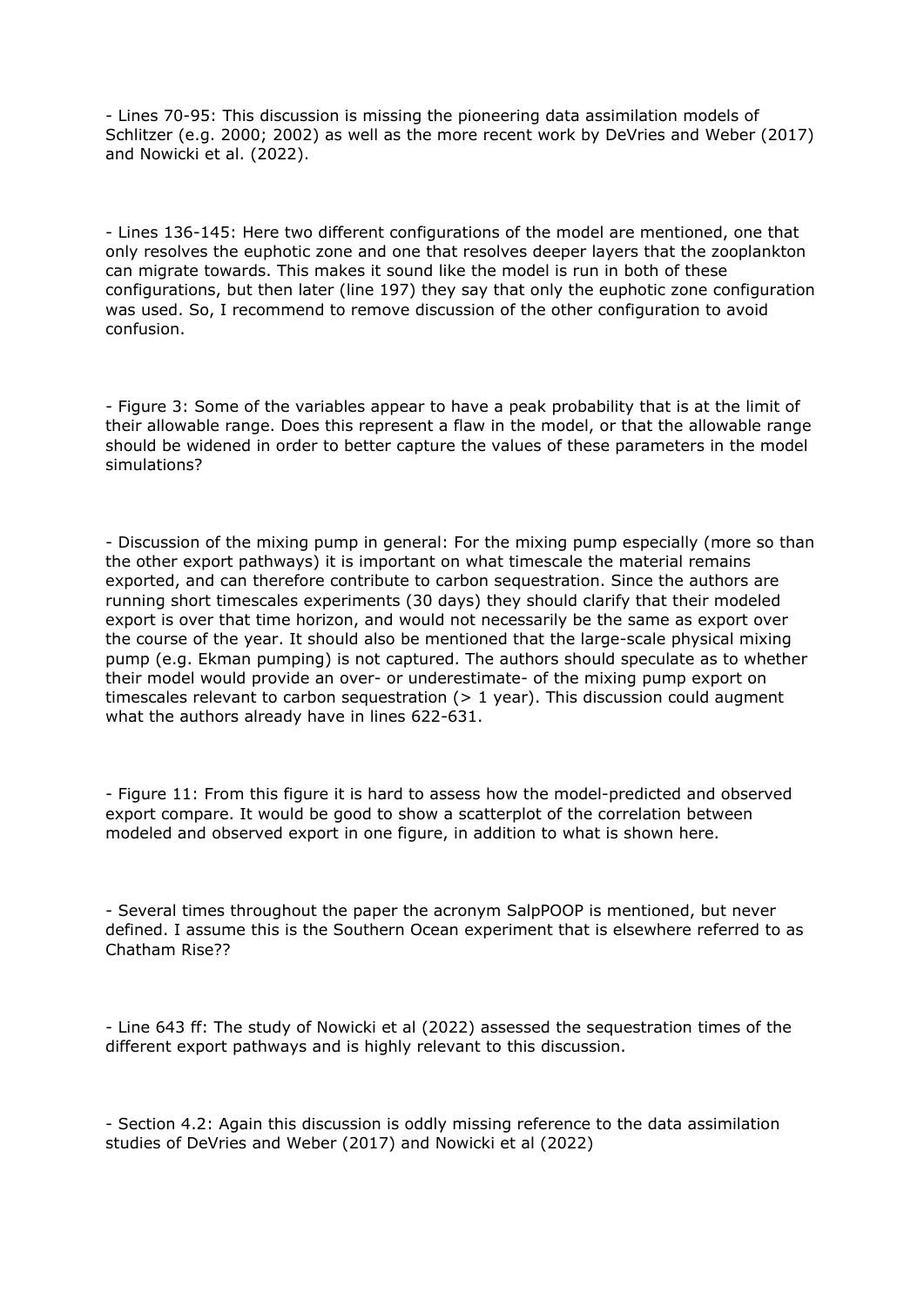- Lines 70-95: This discussion is missing the pioneering data assimilation models of Schlitzer (e.g. 2000; 2002) as well as the more recent work by DeVries and Weber (2017) and Nowicki et al. (2022).

- Lines 136-145: Here two different configurations of the model are mentioned, one that only resolves the euphotic zone and one that resolves deeper layers that the zooplankton can migrate towards. This makes it sound like the model is run in both of these configurations, but then later (line 197) they say that only the euphotic zone configuration was used. So, I recommend to remove discussion of the other configuration to avoid confusion.

- Figure 3: Some of the variables appear to have a peak probability that is at the limit of their allowable range. Does this represent a flaw in the model, or that the allowable range should be widened in order to better capture the values of these parameters in the model simulations?

- Discussion of the mixing pump in general: For the mixing pump especially (more so than the other export pathways) it is important on what timescale the material remains exported, and can therefore contribute to carbon sequestration. Since the authors are running short timescales experiments (30 days) they should clarify that their modeled export is over that time horizon, and would not necessarily be the same as export over the course of the year. It should also be mentioned that the large-scale physical mixing pump (e.g. Ekman pumping) is not captured. The authors should speculate as to whether their model would provide an over- or underestimate- of the mixing pump export on timescales relevant to carbon sequestration (> 1 year). This discussion could augment what the authors already have in lines 622-631.

- Figure 11: From this figure it is hard to assess how the model-predicted and observed export compare. It would be good to show a scatterplot of the correlation between modeled and observed export in one figure, in addition to what is shown here.

- Several times throughout the paper the acronym SalpPOOP is mentioned, but never defined. I assume this is the Southern Ocean experiment that is elsewhere referred to as Chatham Rise??

- Line 643 ff: The study of Nowicki et al (2022) assessed the sequestration times of the different export pathways and is highly relevant to this discussion.

- Section 4.2: Again this discussion is oddly missing reference to the data assimilation studies of DeVries and Weber (2017) and Nowicki et al (2022)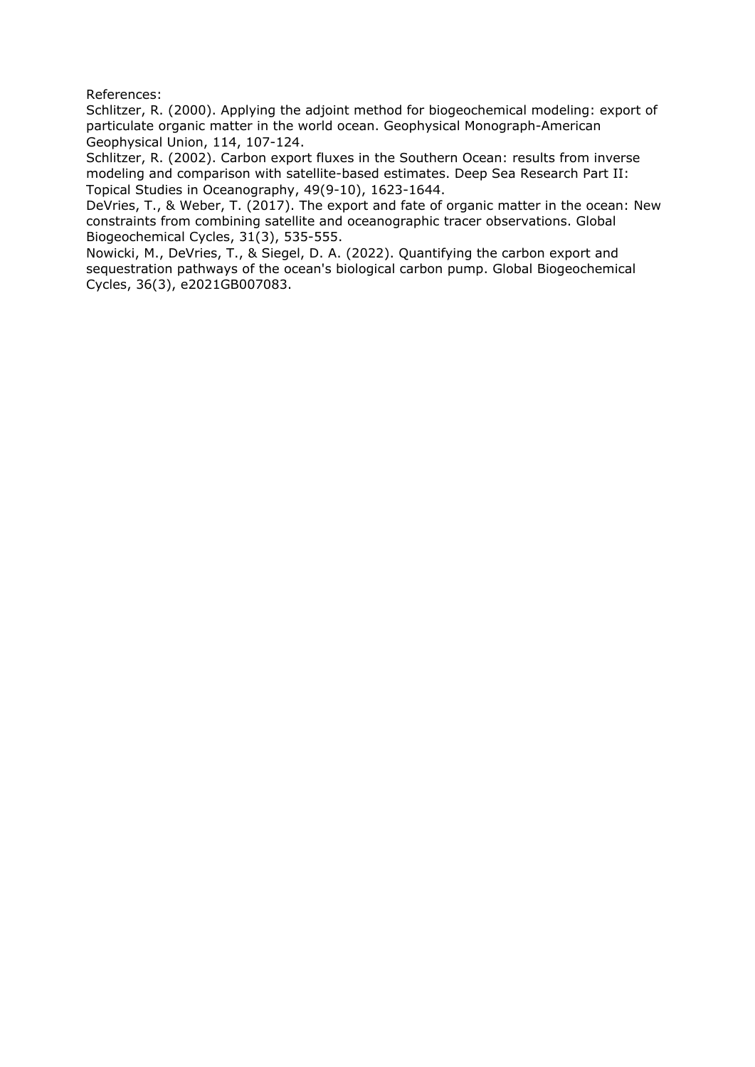References:

Schlitzer, R. (2000). Applying the adjoint method for biogeochemical modeling: export of particulate organic matter in the world ocean. Geophysical Monograph-American Geophysical Union, 114, 107-124.

Schlitzer, R. (2002). Carbon export fluxes in the Southern Ocean: results from inverse modeling and comparison with satellite-based estimates. Deep Sea Research Part II: Topical Studies in Oceanography, 49(9-10), 1623-1644.

DeVries, T., & Weber, T. (2017). The export and fate of organic matter in the ocean: New constraints from combining satellite and oceanographic tracer observations. Global Biogeochemical Cycles, 31(3), 535-555.

Nowicki, M., DeVries, T., & Siegel, D. A. (2022). Quantifying the carbon export and sequestration pathways of the ocean's biological carbon pump. Global Biogeochemical Cycles, 36(3), e2021GB007083.